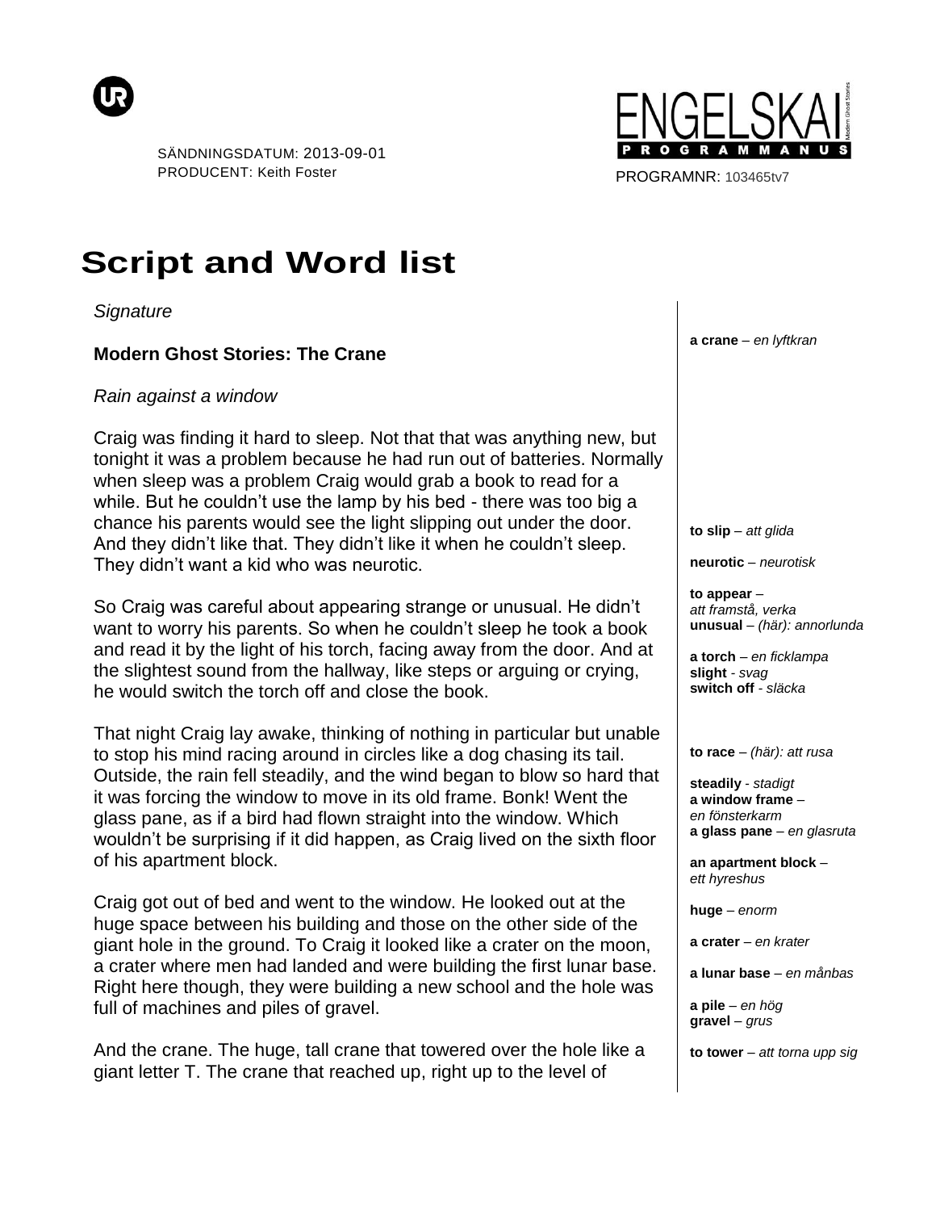SÄNDNINGSDATUM: 2013-09-01
PRODUCENT: Keith Foster

ENGELSKA I PROGRAMMANUS

PROGRAMNR: 103465tv7

# Script and Word list

*Signature*

**Modern Ghost Stories: The Crane**

*Rain against a window*

Craig was finding it hard to sleep. Not that that was anything new, but tonight it was a problem because he had run out of batteries. Normally when sleep was a problem Craig would grab a book to read for a while. But he couldn't use the lamp by his bed - there was too big a chance his parents would see the light slipping out under the door. And they didn't like that. They didn't like it when he couldn't sleep. They didn't want a kid who was neurotic.

So Craig was careful about appearing strange or unusual. He didn't want to worry his parents. So when he couldn't sleep he took a book and read it by the light of his torch, facing away from the door. And at the slightest sound from the hallway, like steps or arguing or crying, he would switch the torch off and close the book.

That night Craig lay awake, thinking of nothing in particular but unable to stop his mind racing around in circles like a dog chasing its tail. Outside, the rain fell steadily, and the wind began to blow so hard that it was forcing the window to move in its old frame. Bonk! Went the glass pane, as if a bird had flown straight into the window. Which wouldn't be surprising if it did happen, as Craig lived on the sixth floor of his apartment block.

Craig got out of bed and went to the window. He looked out at the huge space between his building and those on the other side of the giant hole in the ground. To Craig it looked like a crater on the moon, a crater where men had landed and were building the first lunar base. Right here though, they were building a new school and the hole was full of machines and piles of gravel.

And the crane. The huge, tall crane that towered over the hole like a giant letter T. The crane that reached up, right up to the level of

**Word list:**

- **a crane** – *en lyftkran*
- **to slip** – *att glida*
- **neurotic** – *neurotisk*
- **to appear** – *att framstå, verka*
- **unusual** – *(här): annorlunda*
- **a torch** – *en ficklampa*
- **slight** - *svag*
- **switch off** - *släcka*
- **to race** – *(här): att rusa*
- **steadily** - *stadigt*
- **a window frame** – *en fönsterkarm*
- **a glass pane** – *en glasruta*
- **an apartment block** – *ett hyreshus*
- **huge** – *enorm*
- **a crater** – *en krater*
- **a lunar base** – *en månbas*
- **a pile** – *en hög*
- **gravel** – *grus*
- **to tower** – *att torna upp sig*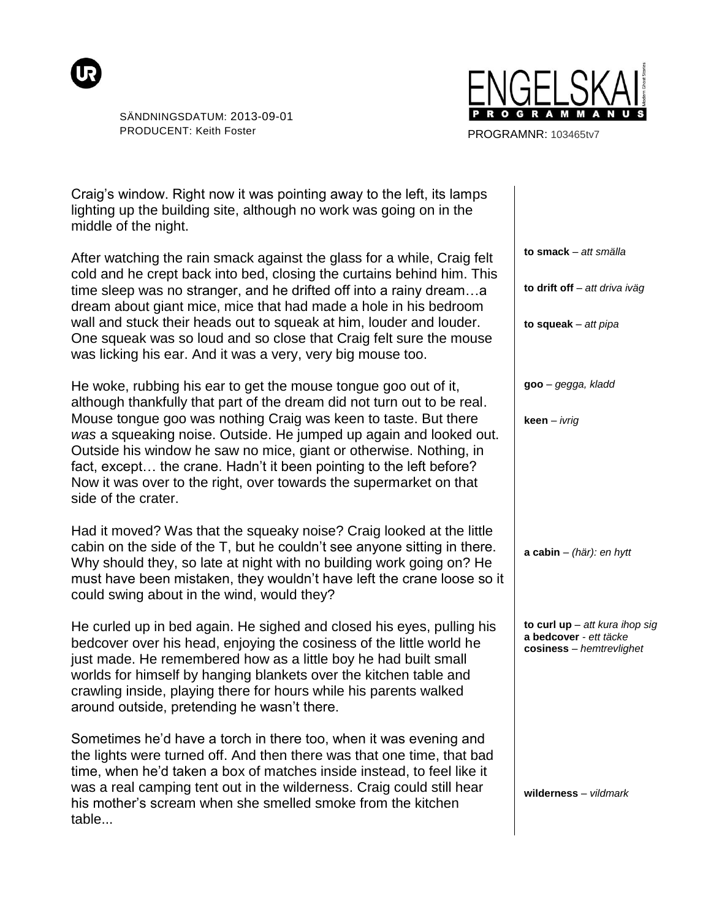Craig's window. Right now it was pointing away to the left, its lamps lighting up the building site, although no work was going on in the middle of the night.

After watching the rain smack against the glass for a while, Craig felt cold and he crept back into bed, closing the curtains behind him. This time sleep was no stranger, and he drifted off into a rainy dream…a dream about giant mice, mice that had made a hole in his bedroom wall and stuck their heads out to squeak at him, louder and louder. One squeak was so loud and so close that Craig felt sure the mouse was licking his ear. And it was a very, very big mouse too.

He woke, rubbing his ear to get the mouse tongue goo out of it, although thankfully that part of the dream did not turn out to be real. Mouse tongue goo was nothing Craig was keen to taste. But there *was* a squeaking noise. Outside. He jumped up again and looked out. Outside his window he saw no mice, giant or otherwise. Nothing, in fact, except… the crane. Hadn't it been pointing to the left before? Now it was over to the right, over towards the supermarket on that side of the crater.

Had it moved? Was that the squeaky noise? Craig looked at the little cabin on the side of the T, but he couldn't see anyone sitting in there. Why should they, so late at night with no building work going on? He must have been mistaken, they wouldn't have left the crane loose so it could swing about in the wind, would they?

He curled up in bed again. He sighed and closed his eyes, pulling his bedcover over his head, enjoying the cosiness of the little world he just made. He remembered how as a little boy he had built small worlds for himself by hanging blankets over the kitchen table and crawling inside, playing there for hours while his parents walked around outside, pretending he wasn't there.

Sometimes he'd have a torch in there too, when it was evening and the lights were turned off. And then there was that one time, that bad time, when he'd taken a box of matches inside instead, to feel like it was a real camping tent out in the wilderness. Craig could still hear his mother's scream when she smelled smoke from the kitchen table...

**to smack** – *att smälla*

**to drift off** – *att driva iväg*

**to squeak** – *att pipa*

**goo** – *gegga, kladd*

**keen** – *ivrig*

**a cabin** – *(här): en hytt*

**to curl up** – *att kura ihop sig*
**a bedcover** - *ett täcke*
**cosiness** – *hemtrevlighet*

**wilderness** – *vildmark*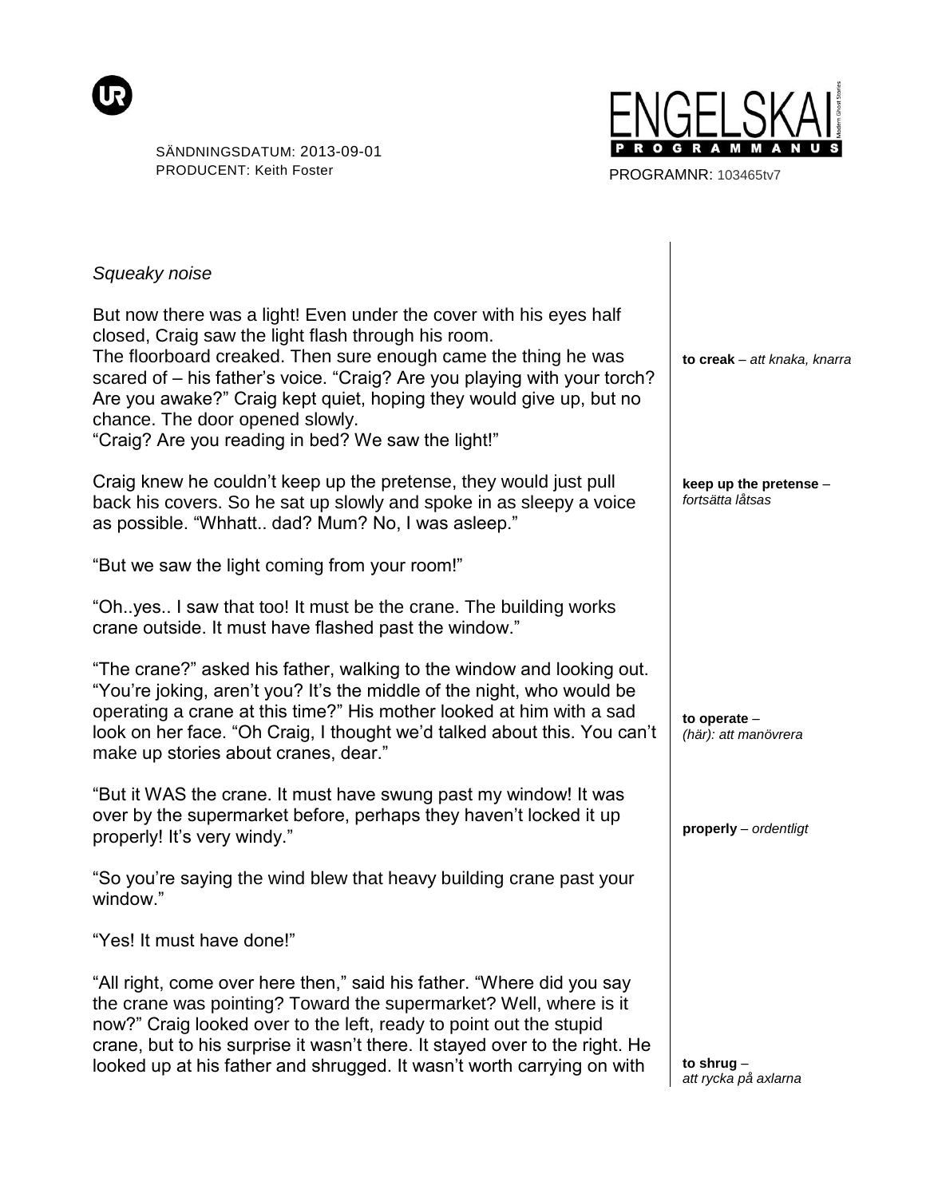*Squeaky noise*

But now there was a light! Even under the cover with his eyes half closed, Craig saw the light flash through his room.
The floorboard creaked. Then sure enough came the thing he was scared of – his father's voice. "Craig? Are you playing with your torch? Are you awake?" Craig kept quiet, hoping they would give up, but no chance. The door opened slowly.
"Craig? Are you reading in bed? We saw the light!"

**to creak** – *att knaka, knarra*

Craig knew he couldn't keep up the pretense, they would just pull back his covers. So he sat up slowly and spoke in as sleepy a voice as possible. "Whhatt.. dad? Mum? No, I was asleep."

**keep up the pretense** – *fortsätta låtsas*

"But we saw the light coming from your room!"

"Oh..yes.. I saw that too! It must be the crane. The building works crane outside. It must have flashed past the window."

"The crane?" asked his father, walking to the window and looking out. "You're joking, aren't you? It's the middle of the night, who would be operating a crane at this time?" His mother looked at him with a sad look on her face. "Oh Craig, I thought we'd talked about this. You can't make up stories about cranes, dear."

**to operate** – *(här): att manövrera*

"But it WAS the crane. It must have swung past my window! It was over by the supermarket before, perhaps they haven't locked it up properly! It's very windy."

**properly** – *ordentligt*

"So you're saying the wind blew that heavy building crane past your window."

"Yes! It must have done!"

"All right, come over here then," said his father. "Where did you say the crane was pointing? Toward the supermarket? Well, where is it now?" Craig looked over to the left, ready to point out the stupid crane, but to his surprise it wasn't there. It stayed over to the right. He looked up at his father and shrugged. It wasn't worth carrying on with

**to shrug** – *att rycka på axlarna*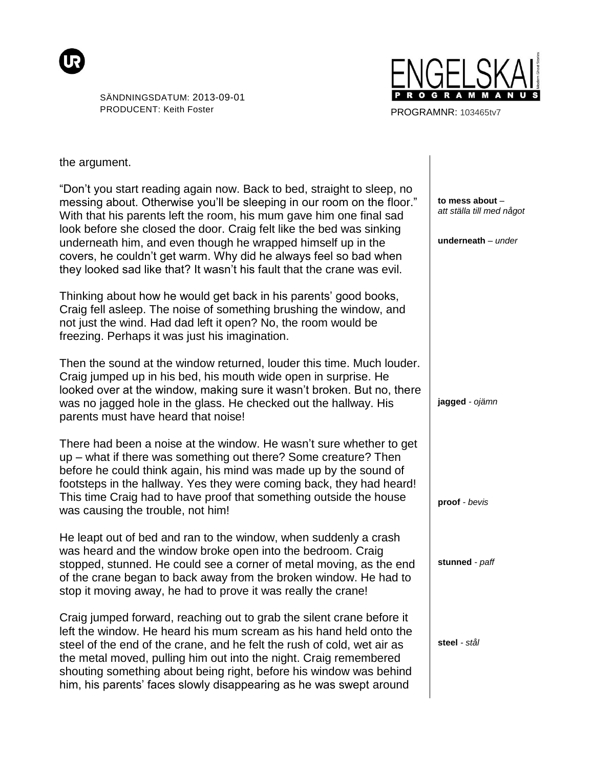the argument.

"Don't you start reading again now. Back to bed, straight to sleep, no messing about. Otherwise you'll be sleeping in our room on the floor." With that his parents left the room, his mum gave him one final sad look before she closed the door. Craig felt like the bed was sinking underneath him, and even though he wrapped himself up in the covers, he couldn't get warm. Why did he always feel so bad when they looked sad like that? It wasn't his fault that the crane was evil.

**to mess about** – *att ställa till med något*

**underneath** – *under*

Thinking about how he would get back in his parents' good books, Craig fell asleep. The noise of something brushing the window, and not just the wind. Had dad left it open? No, the room would be freezing. Perhaps it was just his imagination.

Then the sound at the window returned, louder this time. Much louder. Craig jumped up in his bed, his mouth wide open in surprise. He looked over at the window, making sure it wasn't broken. But no, there was no jagged hole in the glass. He checked out the hallway. His parents must have heard that noise!

**jagged** - *ojämn*

There had been a noise at the window. He wasn't sure whether to get up – what if there was something out there? Some creature? Then before he could think again, his mind was made up by the sound of footsteps in the hallway. Yes they were coming back, they had heard! This time Craig had to have proof that something outside the house was causing the trouble, not him!

**proof** - *bevis*

He leapt out of bed and ran to the window, when suddenly a crash was heard and the window broke open into the bedroom. Craig stopped, stunned. He could see a corner of metal moving, as the end of the crane began to back away from the broken window. He had to stop it moving away, he had to prove it was really the crane!

**stunned** - *paff*

Craig jumped forward, reaching out to grab the silent crane before it left the window. He heard his mum scream as his hand held onto the steel of the end of the crane, and he felt the rush of cold, wet air as the metal moved, pulling him out into the night. Craig remembered shouting something about being right, before his window was behind him, his parents' faces slowly disappearing as he was swept around

**steel** - *stål*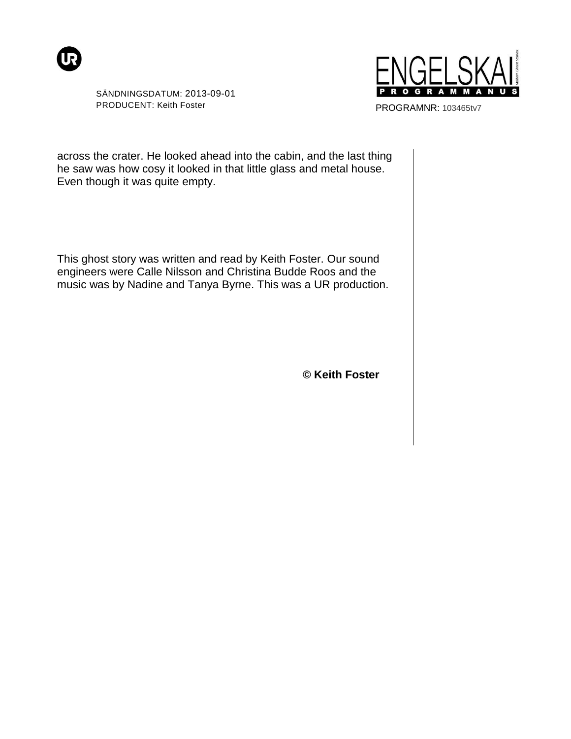across the crater. He looked ahead into the cabin, and the last thing he saw was how cosy it looked in that little glass and metal house. Even though it was quite empty.

This ghost story was written and read by Keith Foster. Our sound engineers were Calle Nilsson and Christina Budde Roos and the music was by Nadine and Tanya Byrne. This was a UR production.

**© Keith Foster**